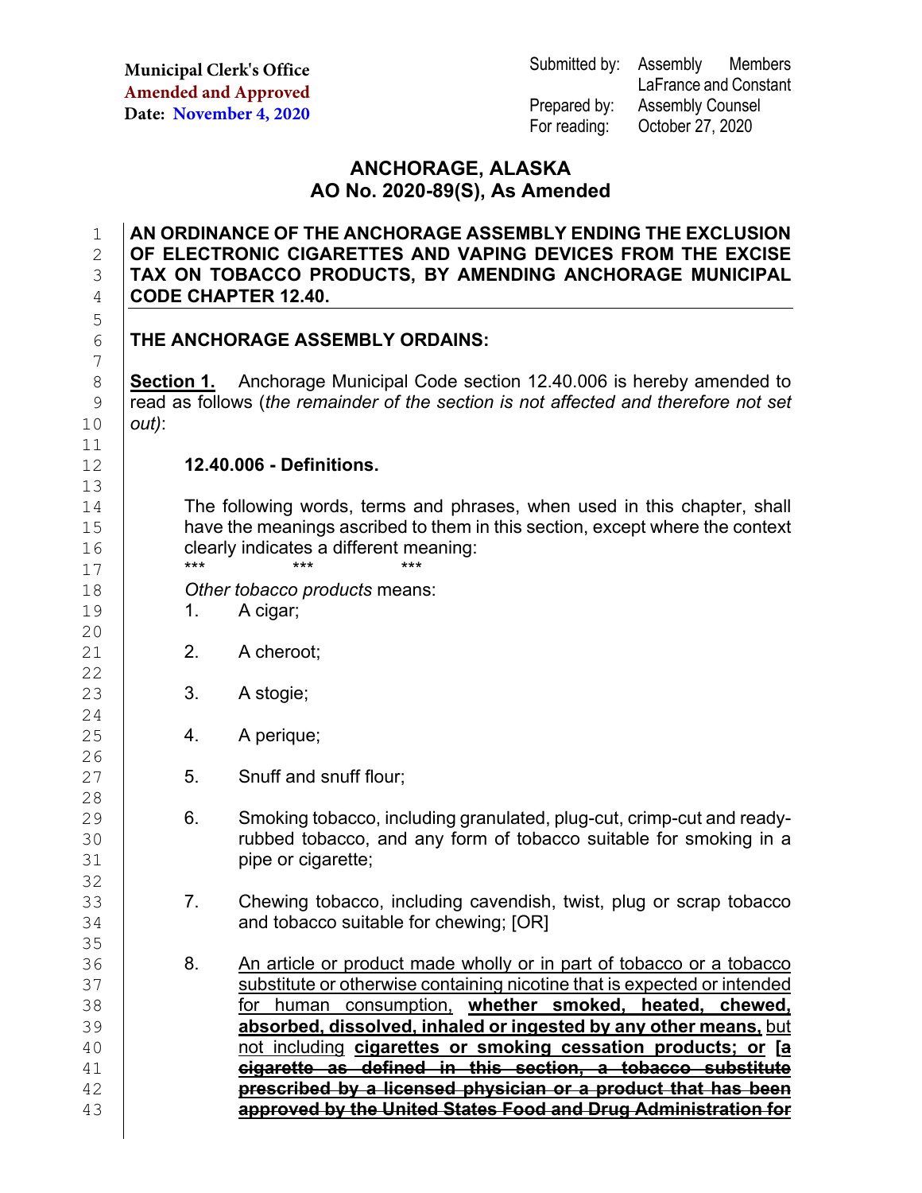**Municipal Clerk's Office**
**Amended and Approved**
**Date: November 4, 2020**

Submitted by: Assembly Members LaFrance and Constant
Prepared by: Assembly Counsel
For reading: October 27, 2020

# ANCHORAGE, ALASKA
## AO No. 2020-89(S), As Amended

**AN ORDINANCE OF THE ANCHORAGE ASSEMBLY ENDING THE EXCLUSION OF ELECTRONIC CIGARETTES AND VAPING DEVICES FROM THE EXCISE TAX ON TOBACCO PRODUCTS, BY AMENDING ANCHORAGE MUNICIPAL CODE CHAPTER 12.40.**

**THE ANCHORAGE ASSEMBLY ORDAINS:**

<u>**Section 1.**</u> Anchorage Municipal Code section 12.40.006 is hereby amended to read as follows (*the remainder of the section is not affected and therefore not set out)*:

**12.40.006 - Definitions.**

The following words, terms and phrases, when used in this chapter, shall have the meanings ascribed to them in this section, except where the context clearly indicates a different meaning:

\*\*\* \*\*\* \*\*\*

*Other tobacco products* means:

1. A cigar;

2. A cheroot;

3. A stogie;

4. A perique;

5. Snuff and snuff flour;

6. Smoking tobacco, including granulated, plug-cut, crimp-cut and ready-rubbed tobacco, and any form of tobacco suitable for smoking in a pipe or cigarette;

7. Chewing tobacco, including cavendish, twist, plug or scrap tobacco and tobacco suitable for chewing; [OR]

8. <u>An article or product made wholly or in part of tobacco or a tobacco substitute or otherwise containing nicotine that is expected or intended for human consumption,</u> <u>**whether smoked, heated, chewed, absorbed, dissolved, inhaled or ingested by any other means,**</u> <u>but not including</u> <u>**cigarettes or smoking cessation products; or**</u> **[**~~**a cigarette as defined in this section, a tobacco substitute prescribed by a licensed physician or a product that has been approved by the United States Food and Drug Administration for**~~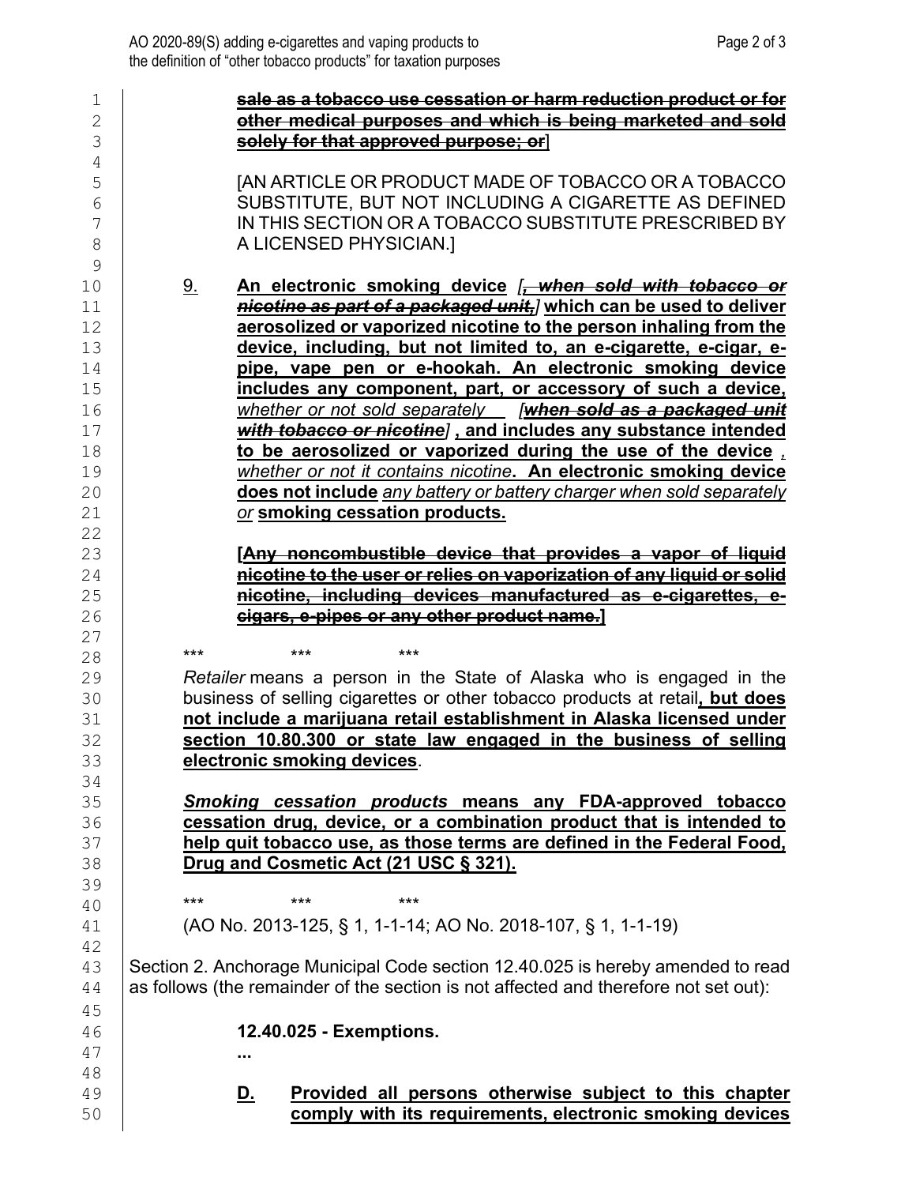~~**sale as a tobacco use cessation or harm reduction product or for other medical purposes and which is being marketed and sold solely for that approved purpose; or**~~]

[AN ARTICLE OR PRODUCT MADE OF TOBACCO OR A TOBACCO SUBSTITUTE, BUT NOT INCLUDING A CIGARETTE AS DEFINED IN THIS SECTION OR A TOBACCO SUBSTITUTE PRESCRIBED BY A LICENSED PHYSICIAN.]

9. **An electronic smoking device** *[~~**, when sold with tobacco or nicotine as part of a packaged unit,**~~]* **which can be used to deliver aerosolized or vaporized nicotine to the person inhaling from the device, including, but not limited to, an e-cigarette, e-cigar, e-pipe, vape pen or e-hookah. An electronic smoking device includes any component, part, or accessory of such a device,** *whether or not sold separately* *[~~**when sold as a packaged unit with tobacco or nicotine**~~]* **, and includes any substance intended to be aerosolized or vaporized during the use of the device** *, whether or not it contains nicotine*. **An electronic smoking device does not include** *any battery or battery charger when sold separately or* **smoking cessation products.**

**[~~Any noncombustible device that provides a vapor of liquid nicotine to the user or relies on vaporization of any liquid or solid nicotine, including devices manufactured as e-cigarettes, e-cigars, e-pipes or any other product name.~~]**

\*\*\* \*\*\* \*\*\*

*Retailer* means a person in the State of Alaska who is engaged in the business of selling cigarettes or other tobacco products at retail**, but does not include a marijuana retail establishment in Alaska licensed under section 10.80.300 or state law engaged in the business of selling electronic smoking devices**.

***Smoking cessation products*** **means any FDA-approved tobacco cessation drug, device, or a combination product that is intended to help quit tobacco use, as those terms are defined in the Federal Food, Drug and Cosmetic Act (21 USC § 321).**

\*\*\* \*\*\* \*\*\*

(AO No. 2013-125, § 1, 1-1-14; AO No. 2018-107, § 1, 1-1-19)

Section 2. Anchorage Municipal Code section 12.40.025 is hereby amended to read as follows (the remainder of the section is not affected and therefore not set out):

**12.40.025 - Exemptions.**

**...**

**D. Provided all persons otherwise subject to this chapter comply with its requirements, electronic smoking devices**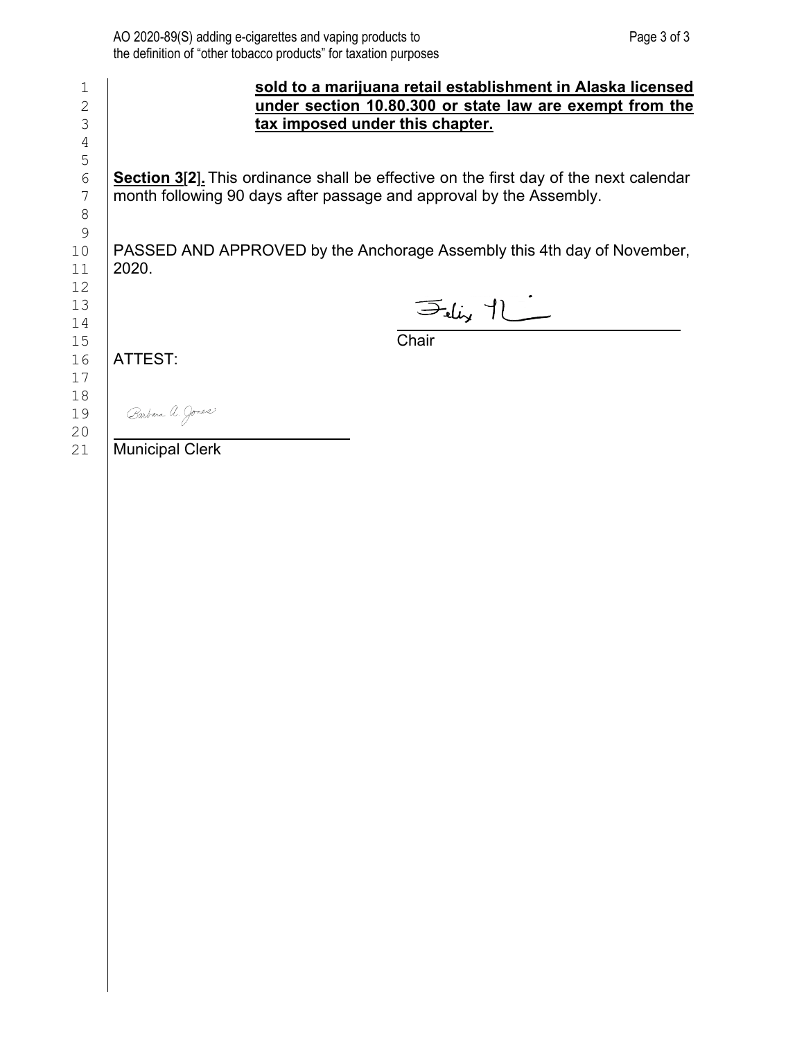**sold to a marijuana retail establishment in Alaska licensed under section 10.80.300 or state law are exempt from the tax imposed under this chapter.**

**Section 3**[**2**]**.** This ordinance shall be effective on the first day of the next calendar month following 90 days after passage and approval by the Assembly.

PASSED AND APPROVED by the Anchorage Assembly this 4th day of November, 2020.

Chair

ATTEST:

Municipal Clerk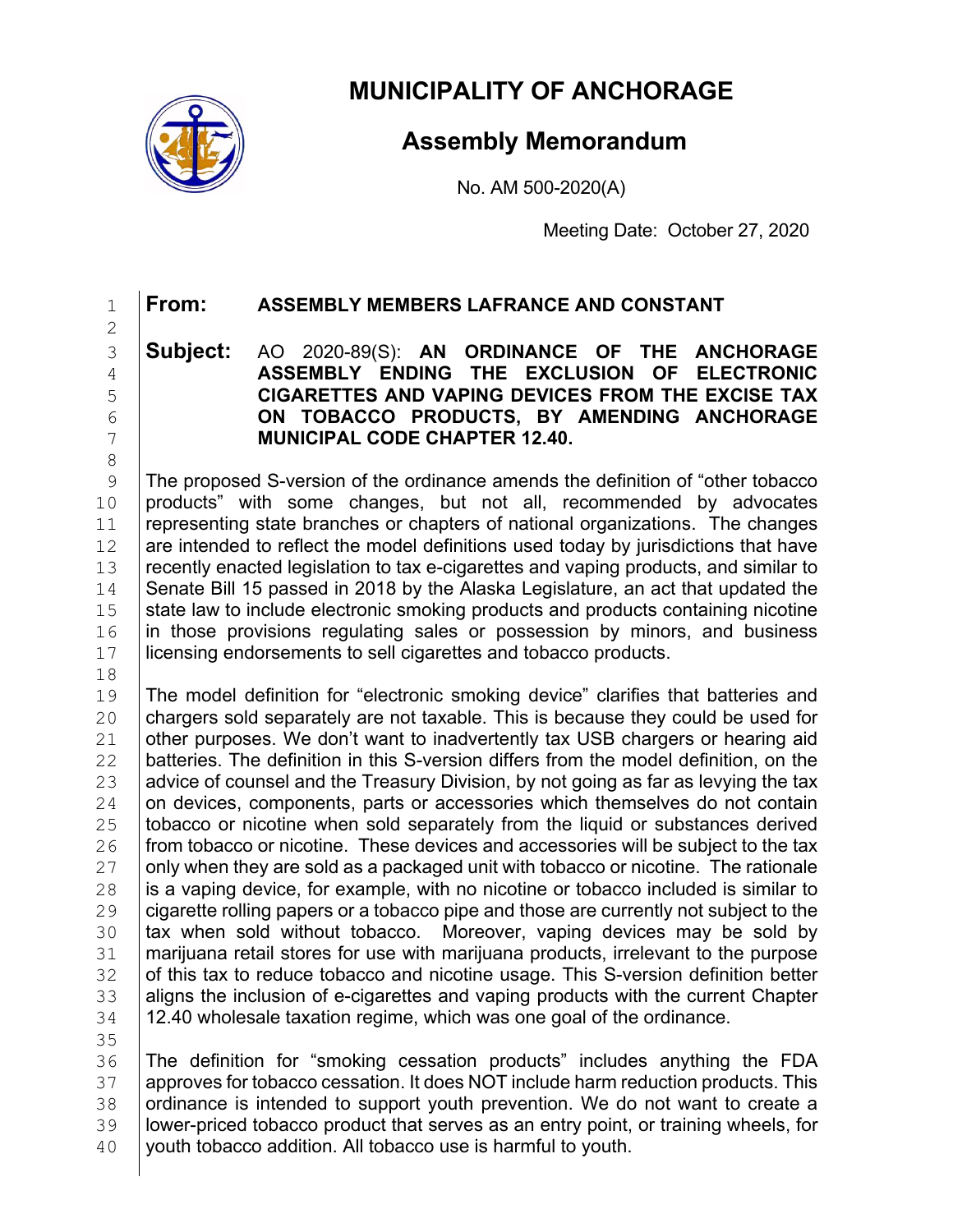# MUNICIPALITY OF ANCHORAGE

## Assembly Memorandum

No. AM 500-2020(A)

Meeting Date: October 27, 2020

**From:** **ASSEMBLY MEMBERS LAFRANCE AND CONSTANT**

**Subject:** AO 2020-89(S): **AN ORDINANCE OF THE ANCHORAGE ASSEMBLY ENDING THE EXCLUSION OF ELECTRONIC CIGARETTES AND VAPING DEVICES FROM THE EXCISE TAX ON TOBACCO PRODUCTS, BY AMENDING ANCHORAGE MUNICIPAL CODE CHAPTER 12.40.**

The proposed S-version of the ordinance amends the definition of "other tobacco products" with some changes, but not all, recommended by advocates representing state branches or chapters of national organizations. The changes are intended to reflect the model definitions used today by jurisdictions that have recently enacted legislation to tax e-cigarettes and vaping products, and similar to Senate Bill 15 passed in 2018 by the Alaska Legislature, an act that updated the state law to include electronic smoking products and products containing nicotine in those provisions regulating sales or possession by minors, and business licensing endorsements to sell cigarettes and tobacco products.

The model definition for "electronic smoking device" clarifies that batteries and chargers sold separately are not taxable. This is because they could be used for other purposes. We don't want to inadvertently tax USB chargers or hearing aid batteries. The definition in this S-version differs from the model definition, on the advice of counsel and the Treasury Division, by not going as far as levying the tax on devices, components, parts or accessories which themselves do not contain tobacco or nicotine when sold separately from the liquid or substances derived from tobacco or nicotine. These devices and accessories will be subject to the tax only when they are sold as a packaged unit with tobacco or nicotine. The rationale is a vaping device, for example, with no nicotine or tobacco included is similar to cigarette rolling papers or a tobacco pipe and those are currently not subject to the tax when sold without tobacco. Moreover, vaping devices may be sold by marijuana retail stores for use with marijuana products, irrelevant to the purpose of this tax to reduce tobacco and nicotine usage. This S-version definition better aligns the inclusion of e-cigarettes and vaping products with the current Chapter 12.40 wholesale taxation regime, which was one goal of the ordinance.

The definition for "smoking cessation products" includes anything the FDA approves for tobacco cessation. It does NOT include harm reduction products. This ordinance is intended to support youth prevention. We do not want to create a lower-priced tobacco product that serves as an entry point, or training wheels, for youth tobacco addition. All tobacco use is harmful to youth.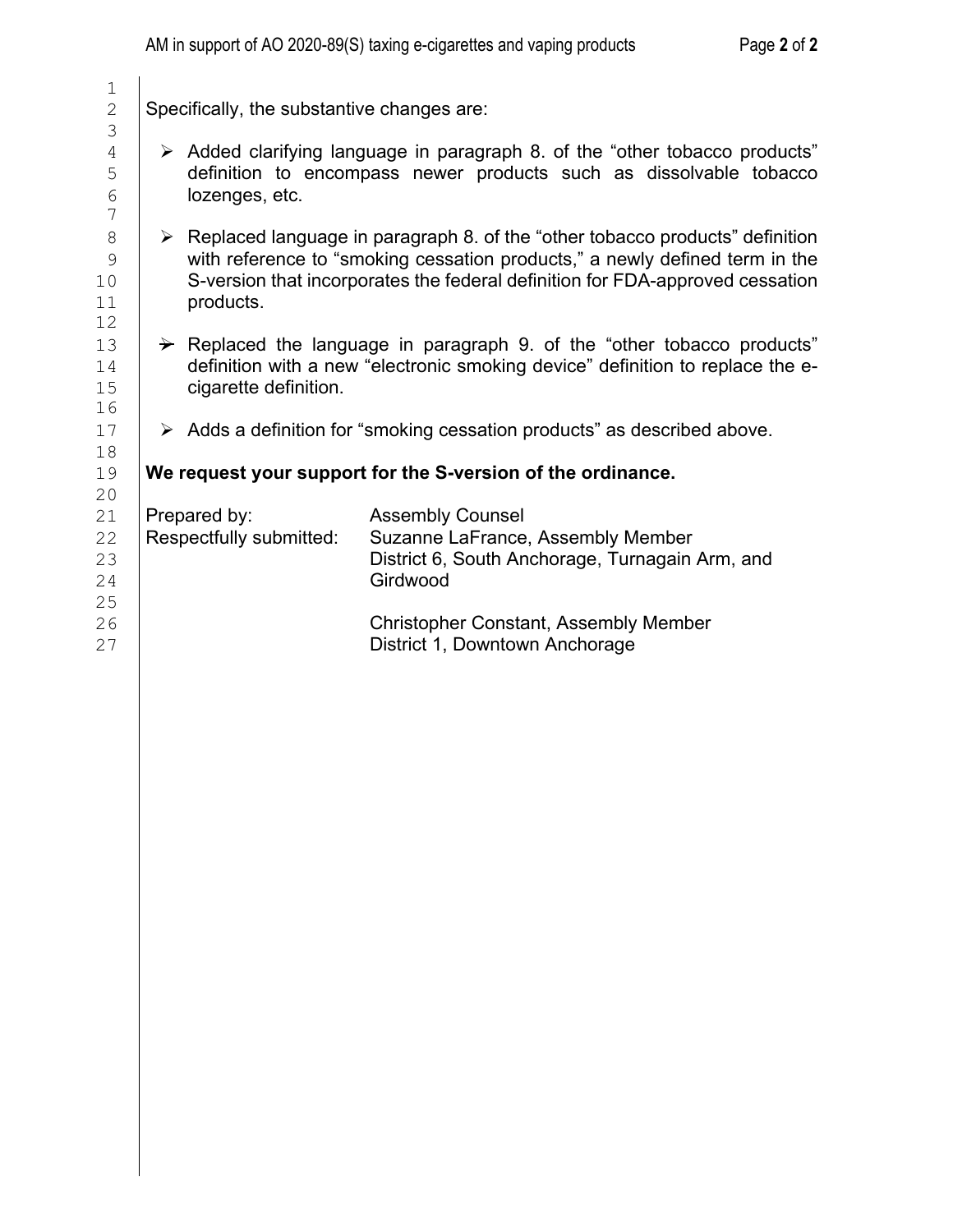Specifically, the substantive changes are:

- Added clarifying language in paragraph 8. of the "other tobacco products" definition to encompass newer products such as dissolvable tobacco lozenges, etc.

- Replaced language in paragraph 8. of the "other tobacco products" definition with reference to "smoking cessation products," a newly defined term in the S-version that incorporates the federal definition for FDA-approved cessation products.

- Replaced the language in paragraph 9. of the "other tobacco products" definition with a new "electronic smoking device" definition to replace the e-cigarette definition.

- Adds a definition for "smoking cessation products" as described above.

**We request your support for the S-version of the ordinance.**

Prepared by: Assembly Counsel
Respectfully submitted: Suzanne LaFrance, Assembly Member
District 6, South Anchorage, Turnagain Arm, and Girdwood

Christopher Constant, Assembly Member
District 1, Downtown Anchorage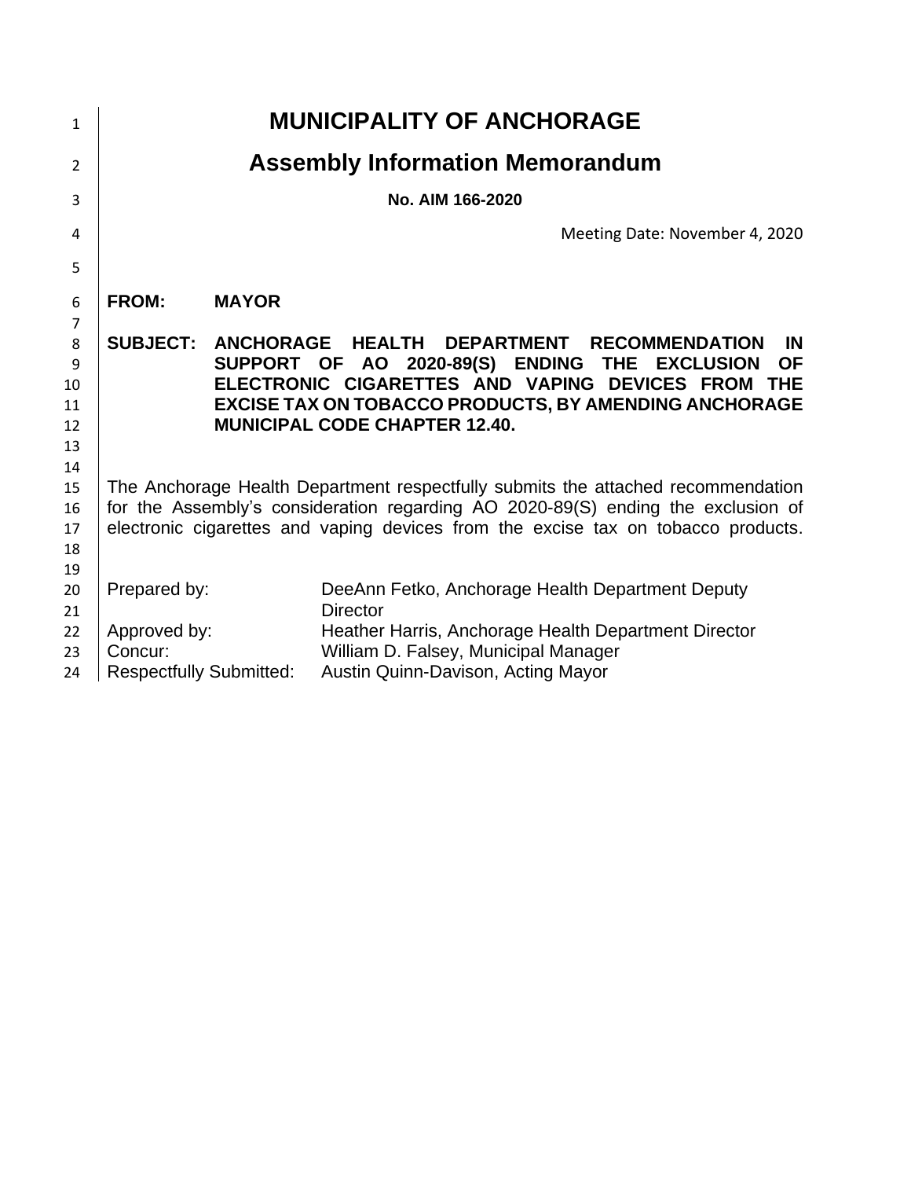# MUNICIPALITY OF ANCHORAGE

## Assembly Information Memorandum

**No. AIM 166-2020**

Meeting Date: November 4, 2020

**FROM:** **MAYOR**

**SUBJECT:** **ANCHORAGE HEALTH DEPARTMENT RECOMMENDATION IN SUPPORT OF AO 2020-89(S) ENDING THE EXCLUSION OF ELECTRONIC CIGARETTES AND VAPING DEVICES FROM THE EXCISE TAX ON TOBACCO PRODUCTS, BY AMENDING ANCHORAGE MUNICIPAL CODE CHAPTER 12.40.**

The Anchorage Health Department respectfully submits the attached recommendation for the Assembly's consideration regarding AO 2020-89(S) ending the exclusion of electronic cigarettes and vaping devices from the excise tax on tobacco products.

| | |
|---|---|
| Prepared by: | DeeAnn Fetko, Anchorage Health Department Deputy Director |
| Approved by: | Heather Harris, Anchorage Health Department Director |
| Concur: | William D. Falsey, Municipal Manager |
| Respectfully Submitted: | Austin Quinn-Davison, Acting Mayor |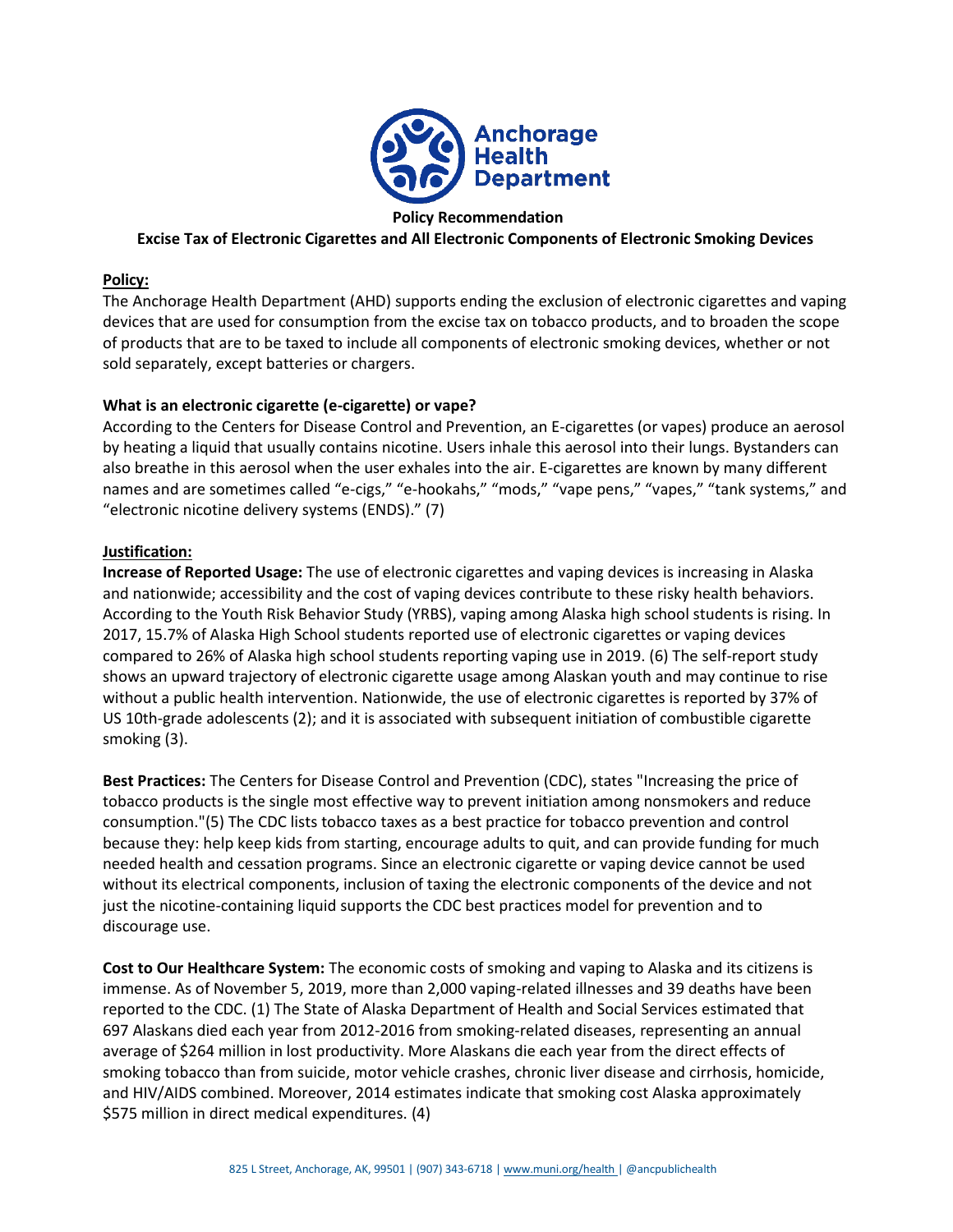**Anchorage Health Department**

**Policy Recommendation**

**Excise Tax of Electronic Cigarettes and All Electronic Components of Electronic Smoking Devices**

**Policy:**

The Anchorage Health Department (AHD) supports ending the exclusion of electronic cigarettes and vaping devices that are used for consumption from the excise tax on tobacco products, and to broaden the scope of products that are to be taxed to include all components of electronic smoking devices, whether or not sold separately, except batteries or chargers.

**What is an electronic cigarette (e-cigarette) or vape?**

According to the Centers for Disease Control and Prevention, an E-cigarettes (or vapes) produce an aerosol by heating a liquid that usually contains nicotine. Users inhale this aerosol into their lungs. Bystanders can also breathe in this aerosol when the user exhales into the air. E-cigarettes are known by many different names and are sometimes called "e-cigs," "e-hookahs," "mods," "vape pens," "vapes," "tank systems," and "electronic nicotine delivery systems (ENDS)." (7)

**Justification:**

**Increase of Reported Usage:** The use of electronic cigarettes and vaping devices is increasing in Alaska and nationwide; accessibility and the cost of vaping devices contribute to these risky health behaviors. According to the Youth Risk Behavior Study (YRBS), vaping among Alaska high school students is rising. In 2017, 15.7% of Alaska High School students reported use of electronic cigarettes or vaping devices compared to 26% of Alaska high school students reporting vaping use in 2019. (6) The self-report study shows an upward trajectory of electronic cigarette usage among Alaskan youth and may continue to rise without a public health intervention. Nationwide, the use of electronic cigarettes is reported by 37% of US 10th-grade adolescents (2); and it is associated with subsequent initiation of combustible cigarette smoking (3).

**Best Practices:** The Centers for Disease Control and Prevention (CDC), states "Increasing the price of tobacco products is the single most effective way to prevent initiation among nonsmokers and reduce consumption."(5) The CDC lists tobacco taxes as a best practice for tobacco prevention and control because they: help keep kids from starting, encourage adults to quit, and can provide funding for much needed health and cessation programs. Since an electronic cigarette or vaping device cannot be used without its electrical components, inclusion of taxing the electronic components of the device and not just the nicotine-containing liquid supports the CDC best practices model for prevention and to discourage use.

**Cost to Our Healthcare System:** The economic costs of smoking and vaping to Alaska and its citizens is immense. As of November 5, 2019, more than 2,000 vaping-related illnesses and 39 deaths have been reported to the CDC. (1) The State of Alaska Department of Health and Social Services estimated that 697 Alaskans died each year from 2012-2016 from smoking-related diseases, representing an annual average of $264 million in lost productivity. More Alaskans die each year from the direct effects of smoking tobacco than from suicide, motor vehicle crashes, chronic liver disease and cirrhosis, homicide, and HIV/AIDS combined. Moreover, 2014 estimates indicate that smoking cost Alaska approximately $575 million in direct medical expenditures. (4)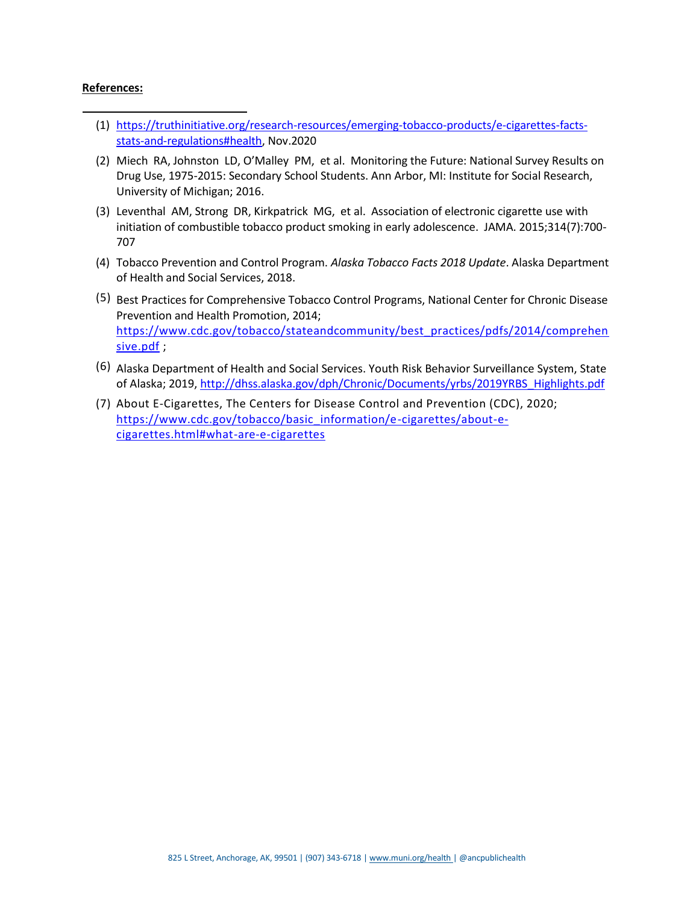**References:**

(1) https://truthinitiative.org/research-resources/emerging-tobacco-products/e-cigarettes-facts-stats-and-regulations#health, Nov.2020

(2) Miech RA, Johnston LD, O'Malley PM, et al. Monitoring the Future: National Survey Results on Drug Use, 1975-2015: Secondary School Students. Ann Arbor, MI: Institute for Social Research, University of Michigan; 2016.

(3) Leventhal AM, Strong DR, Kirkpatrick MG, et al. Association of electronic cigarette use with initiation of combustible tobacco product smoking in early adolescence. JAMA. 2015;314(7):700-707

(4) Tobacco Prevention and Control Program. *Alaska Tobacco Facts 2018 Update*. Alaska Department of Health and Social Services, 2018.

(5) Best Practices for Comprehensive Tobacco Control Programs, National Center for Chronic Disease Prevention and Health Promotion, 2014; https://www.cdc.gov/tobacco/stateandcommunity/best_practices/pdfs/2014/comprehensive.pdf ;

(6) Alaska Department of Health and Social Services. Youth Risk Behavior Surveillance System, State of Alaska; 2019, http://dhss.alaska.gov/dph/Chronic/Documents/yrbs/2019YRBS_Highlights.pdf

(7) About E-Cigarettes, The Centers for Disease Control and Prevention (CDC), 2020; https://www.cdc.gov/tobacco/basic_information/e-cigarettes/about-e-cigarettes.html#what-are-e-cigarettes